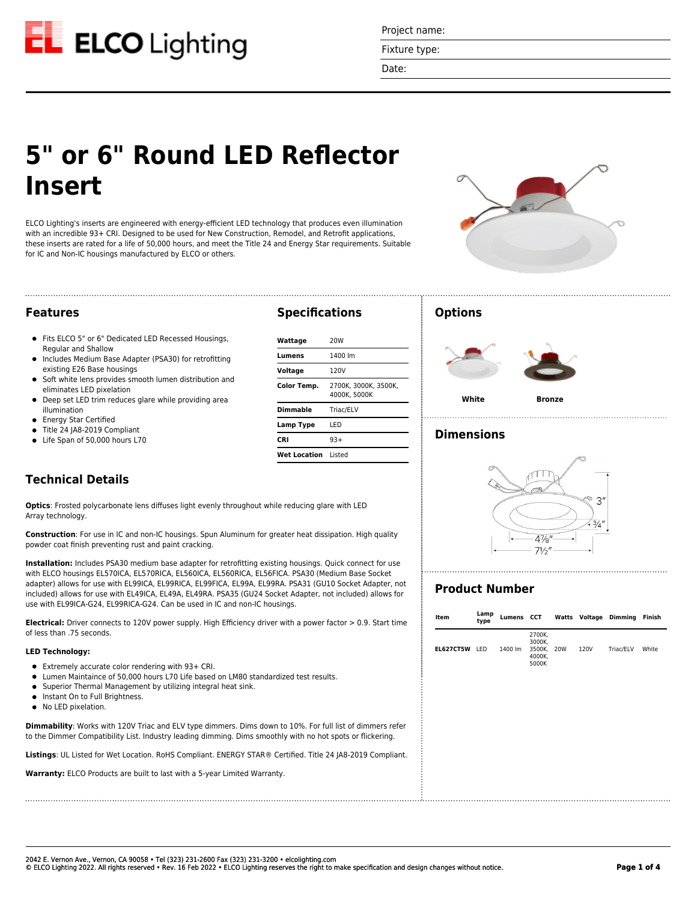ELCO Lighting

Project name:

Fixture type:

Date:

# 5" or 6" Round LED Reflector Insert

ELCO Lighting's inserts are engineered with energy-efficient LED technology that produces even illumination with an incredible 93+ CRI. Designed to be used for New Construction, Remodel, and Retrofit applications, these inserts are rated for a life of 50,000 hours, and meet the Title 24 and Energy Star requirements. Suitable for IC and Non-IC housings manufactured by ELCO or others.

## Features

- Fits ELCO 5" or 6" Dedicated LED Recessed Housings, Regular and Shallow
- Includes Medium Base Adapter (PSA30) for retrofitting existing E26 Base housings
- Soft white lens provides smooth lumen distribution and eliminates LED pixelation
- Deep set LED trim reduces glare while providing area illumination
- Energy Star Certified
- Title 24 JA8-2019 Compliant
- Life Span of 50,000 hours L70

## Specifications

| | |
|---|---|
| **Wattage** | 20W |
| **Lumens** | 1400 lm |
| **Voltage** | 120V |
| **Color Temp.** | 2700K, 3000K, 3500K, 4000K, 5000K |
| **Dimmable** | Triac/ELV |
| **Lamp Type** | LED |
| **CRI** | 93+ |
| **Wet Location** | Listed |

## Technical Details

**Optics**: Frosted polycarbonate lens diffuses light evenly throughout while reducing glare with LED Array technology.

**Construction**: For use in IC and non-IC housings. Spun Aluminum for greater heat dissipation. High quality powder coat finish preventing rust and paint cracking.

**Installation:** Includes PSA30 medium base adapter for retrofitting existing housings. Quick connect for use with ELCO housings EL570ICA, EL570RICA, EL560ICA, EL560RICA, EL56FICA. PSA30 (Medium Base Socket adapter) allows for use with EL99ICA, EL99RICA, EL99FICA, EL99A, EL99RA. PSA31 (GU10 Socket Adapter, not included) allows for use with EL49ICA, EL49A, EL49RA. PSA35 (GU24 Socket Adapter, not included) allows for use with EL99ICA-G24, EL99RICA-G24. Can be used in IC and non-IC housings.

**Electrical:** Driver connects to 120V power supply. High Efficiency driver with a power factor > 0.9. Start time of less than .75 seconds.

**LED Technology:**

- Extremely accurate color rendering with 93+ CRI.
- Lumen Maintaince of 50,000 hours L70 Life based on LM80 standardized test results.
- Superior Thermal Management by utilizing integral heat sink.
- Instant On to Full Brightness.
- No LED pixelation.

**Dimmability**: Works with 120V Triac and ELV type dimmers. Dims down to 10%. For full list of dimmers refer to the Dimmer Compatibility List. Industry leading dimming. Dims smoothly with no hot spots or flickering.

**Listings**: UL Listed for Wet Location. RoHS Compliant. ENERGY STAR® Certified. Title 24 JA8-2019 Compliant.

**Warranty:** ELCO Products are built to last with a 5-year Limited Warranty.

## Options

White

Bronze

## Dimensions

3″

¾″

4⅞″

7½″

## Product Number

| Item | Lamp type | Lumens | CCT | Watts | Voltage | Dimming | Finish |
|---|---|---|---|---|---|---|---|
| **EL627CT5W** | LED | 1400 lm | 2700K, 3000K, 3500K, 4000K, 5000K | 20W | 120V | Triac/ELV | White |

2042 E. Vernon Ave., Vernon, CA 90058 • Tel (323) 231-2600 Fax (323) 231-3200 • elcolighting.com
© ELCO Lighting 2022. All rights reserved • Rev. 16 Feb 2022 • ELCO Lighting reserves the right to make specification and design changes without notice.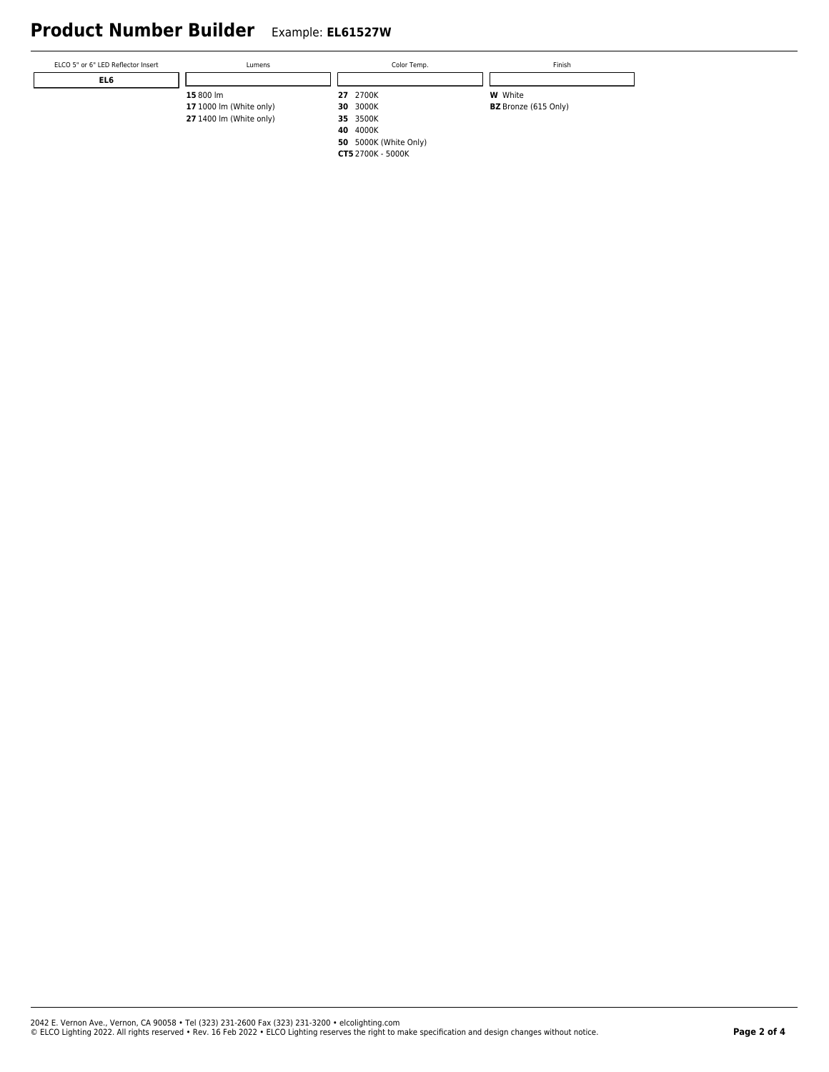# Product Number Builder

Example: **EL61527W**

| ELCO 5" or 6" LED Reflector Insert | Lumens | Color Temp. | Finish |
|---|---|---|---|
| **EL6** | | | |
| | **15** 800 lm | **27** 2700K | **W** White |
| | **17** 1000 lm (White only) | **30** 3000K | **BZ** Bronze (615 Only) |
| | **27** 1400 lm (White only) | **35** 3500K | |
| | | **40** 4000K | |
| | | **50** 5000K (White Only) | |
| | | **CT5** 2700K - 5000K | |

2042 E. Vernon Ave., Vernon, CA 90058 • Tel (323) 231-2600 Fax (323) 231-3200 • elcolighting.com
© ELCO Lighting 2022. All rights reserved • Rev. 16 Feb 2022 • ELCO Lighting reserves the right to make specification and design changes without notice.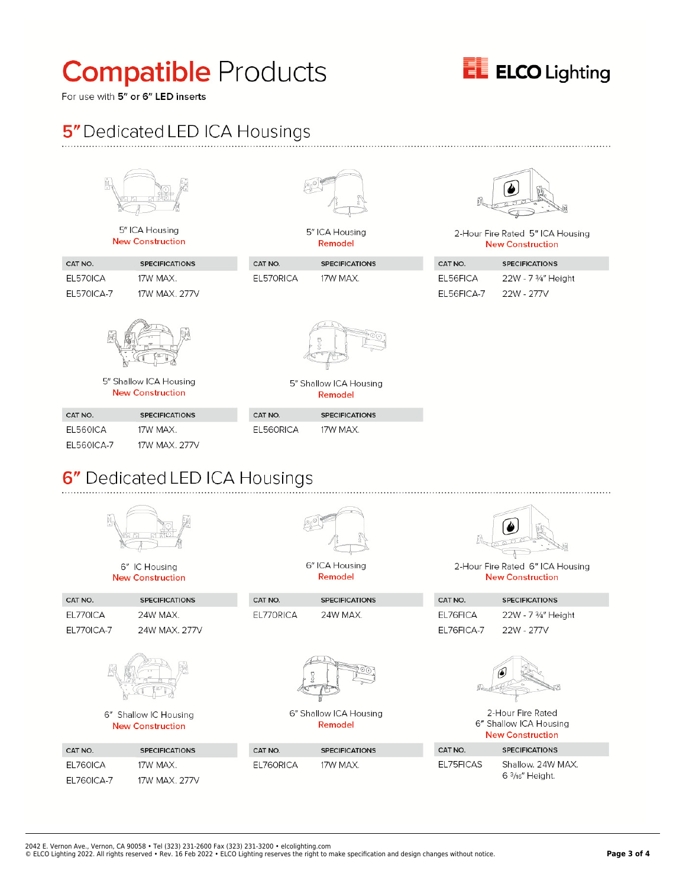# Compatible Products

For use with **5" or 6" LED inserts**

## 5" Dedicated LED ICA Housings

5" ICA Housing
New Construction

| CAT NO. | SPECIFICATIONS |
|---|---|
| EL570ICA | 17W MAX. |
| EL570ICA-7 | 17W MAX. 277V |

5" ICA Housing
Remodel

| CAT NO. | SPECIFICATIONS |
|---|---|
| EL570RICA | 17W MAX. |

2-Hour Fire Rated 5" ICA Housing
New Construction

| CAT NO. | SPECIFICATIONS |
|---|---|
| EL56FICA | 22W - 7 ¾" Height |
| EL56FICA-7 | 22W - 277V |

5" Shallow ICA Housing
New Construction

| CAT NO. | SPECIFICATIONS |
|---|---|
| EL560ICA | 17W MAX. |
| EL560ICA-7 | 17W MAX. 277V |

5" Shallow ICA Housing
Remodel

| CAT NO. | SPECIFICATIONS |
|---|---|
| EL560RICA | 17W MAX. |

## 6" Dedicated LED ICA Housings

6" IC Housing
New Construction

| CAT NO. | SPECIFICATIONS |
|---|---|
| EL770ICA | 24W MAX. |
| EL770ICA-7 | 24W MAX. 277V |

6" ICA Housing
Remodel

| CAT NO. | SPECIFICATIONS |
|---|---|
| EL770RICA | 24W MAX. |

2-Hour Fire Rated 6" ICA Housing
New Construction

| CAT NO. | SPECIFICATIONS |
|---|---|
| EL76FICA | 22W - 7 ¾" Height |
| EL76FICA-7 | 22W - 277V |

6" Shallow IC Housing
New Construction

| CAT NO. | SPECIFICATIONS |
|---|---|
| EL760ICA | 17W MAX. |
| EL760ICA-7 | 17W MAX. 277V |

6" Shallow ICA Housing
Remodel

| CAT NO. | SPECIFICATIONS |
|---|---|
| EL760RICA | 17W MAX. |

2-Hour Fire Rated
6" Shallow ICA Housing
New Construction

| CAT NO. | SPECIFICATIONS |
|---|---|
| EL75FICAS | Shallow. 24W MAX. 6 3/16" Height. |

2042 E. Vernon Ave., Vernon, CA 90058 • Tel (323) 231-2600 Fax (323) 231-3200 • elcolighting.com
© ELCO Lighting 2022. All rights reserved • Rev. 16 Feb 2022 • ELCO Lighting reserves the right to make specification and design changes without notice.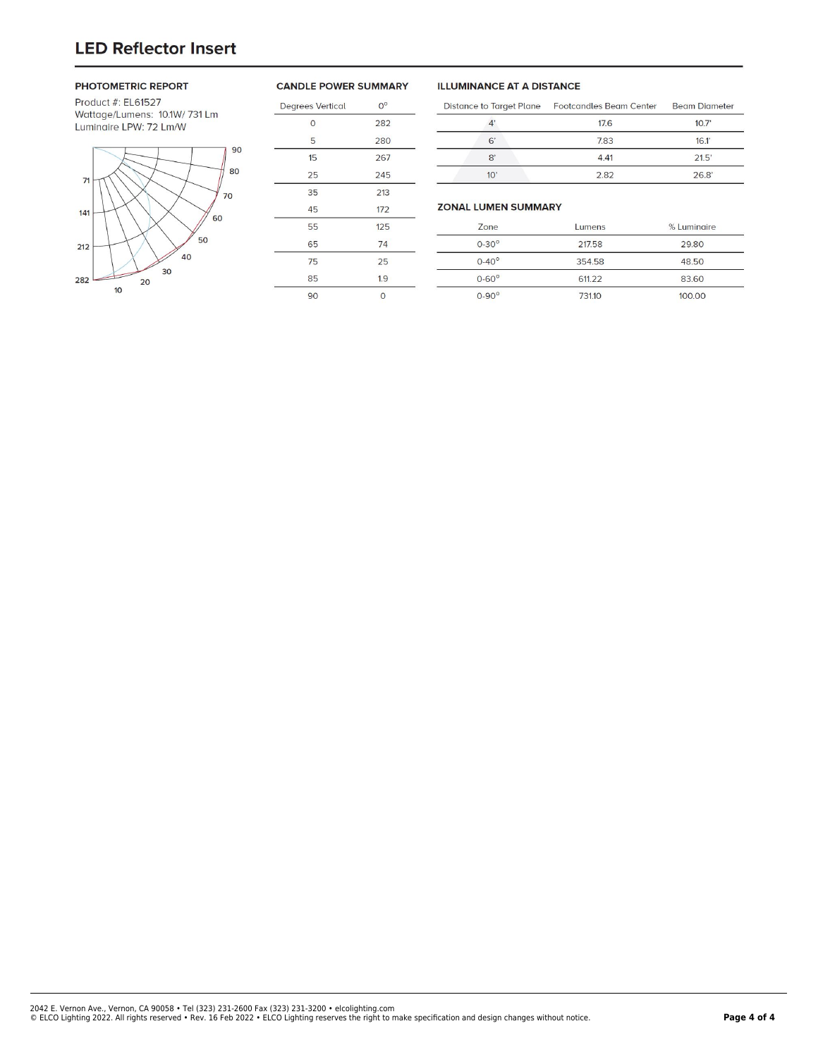# LED Reflector Insert

## PHOTOMETRIC REPORT

Product #: EL61527
Wattage/Lumens: 10.1W/ 731 Lm
Luminaire LPW: 72 Lm/W

71
141
212
282
10
20
30
40
50
60
70
80
90

## CANDLE POWER SUMMARY

| Degrees Vertical | 0° |
|---|---|
| 0 | 282 |
| 5 | 280 |
| 15 | 267 |
| 25 | 245 |
| 35 | 213 |
| 45 | 172 |
| 55 | 125 |
| 65 | 74 |
| 75 | 25 |
| 85 | 1.9 |
| 90 | 0 |

## ILLUMINANCE AT A DISTANCE

| Distance to Target Plane | Footcandles Beam Center | Beam Diameter |
|---|---|---|
| 4' | 17.6 | 10.7' |
| 6' | 7.83 | 16.1' |
| 8' | 4.41 | 21.5' |
| 10' | 2.82 | 26.8' |

## ZONAL LUMEN SUMMARY

| Zone | Lumens | % Luminaire |
|---|---|---|
| 0-30° | 217.58 | 29.80 |
| 0-40° | 354.58 | 48.50 |
| 0-60° | 611.22 | 83.60 |
| 0-90° | 731.10 | 100.00 |

2042 E. Vernon Ave., Vernon, CA 90058 • Tel (323) 231-2600 Fax (323) 231-3200 • elcolighting.com
© ELCO Lighting 2022. All rights reserved • Rev. 16 Feb 2022 • ELCO Lighting reserves the right to make specification and design changes without notice.